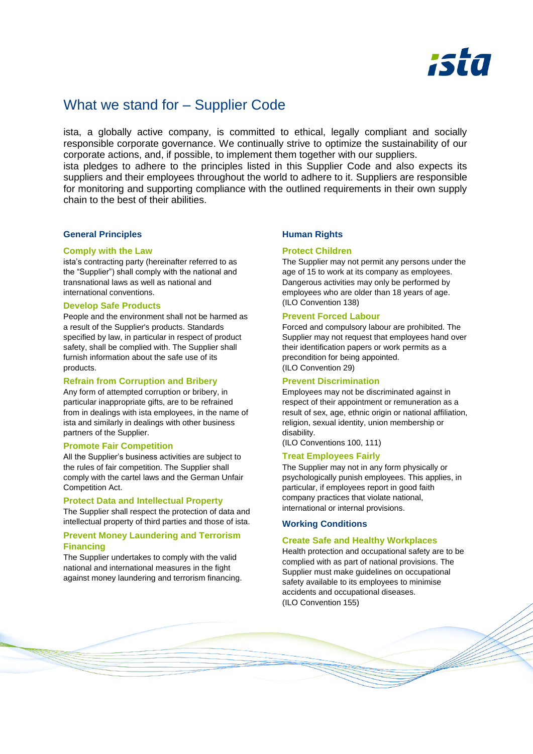# What we stand for – Supplier Code

ista, a globally active company, is committed to ethical, legally compliant and socially responsible corporate governance. We continually strive to optimize the sustainability of our corporate actions, and, if possible, to implement them together with our suppliers.
ista pledges to adhere to the principles listed in this Supplier Code and also expects its suppliers and their employees throughout the world to adhere to it. Suppliers are responsible for monitoring and supporting compliance with the outlined requirements in their own supply chain to the best of their abilities.

## General Principles

### Comply with the Law

ista's contracting party (hereinafter referred to as the "Supplier") shall comply with the national and transnational laws as well as national and international conventions.

### Develop Safe Products

People and the environment shall not be harmed as a result of the Supplier's products. Standards specified by law, in particular in respect of product safety, shall be complied with. The Supplier shall furnish information about the safe use of its products.

### Refrain from Corruption and Bribery

Any form of attempted corruption or bribery, in particular inappropriate gifts, are to be refrained from in dealings with ista employees, in the name of ista and similarly in dealings with other business partners of the Supplier.

### Promote Fair Competition

All the Supplier's business activities are subject to the rules of fair competition. The Supplier shall comply with the cartel laws and the German Unfair Competition Act.

### Protect Data and Intellectual Property

The Supplier shall respect the protection of data and intellectual property of third parties and those of ista.

### Prevent Money Laundering and Terrorism Financing

The Supplier undertakes to comply with the valid national and international measures in the fight against money laundering and terrorism financing.

## Human Rights

### Protect Children

The Supplier may not permit any persons under the age of 15 to work at its company as employees. Dangerous activities may only be performed by employees who are older than 18 years of age.
(ILO Convention 138)

### Prevent Forced Labour

Forced and compulsory labour are prohibited. The Supplier may not request that employees hand over their identification papers or work permits as a precondition for being appointed.
(ILO Convention 29)

### Prevent Discrimination

Employees may not be discriminated against in respect of their appointment or remuneration as a result of sex, age, ethnic origin or national affiliation, religion, sexual identity, union membership or disability.
(ILO Conventions 100, 111)

### Treat Employees Fairly

The Supplier may not in any form physically or psychologically punish employees. This applies, in particular, if employees report in good faith company practices that violate national, international or internal provisions.

## Working Conditions

### Create Safe and Healthy Workplaces

Health protection and occupational safety are to be complied with as part of national provisions. The Supplier must make guidelines on occupational safety available to its employees to minimise accidents and occupational diseases.
(ILO Convention 155)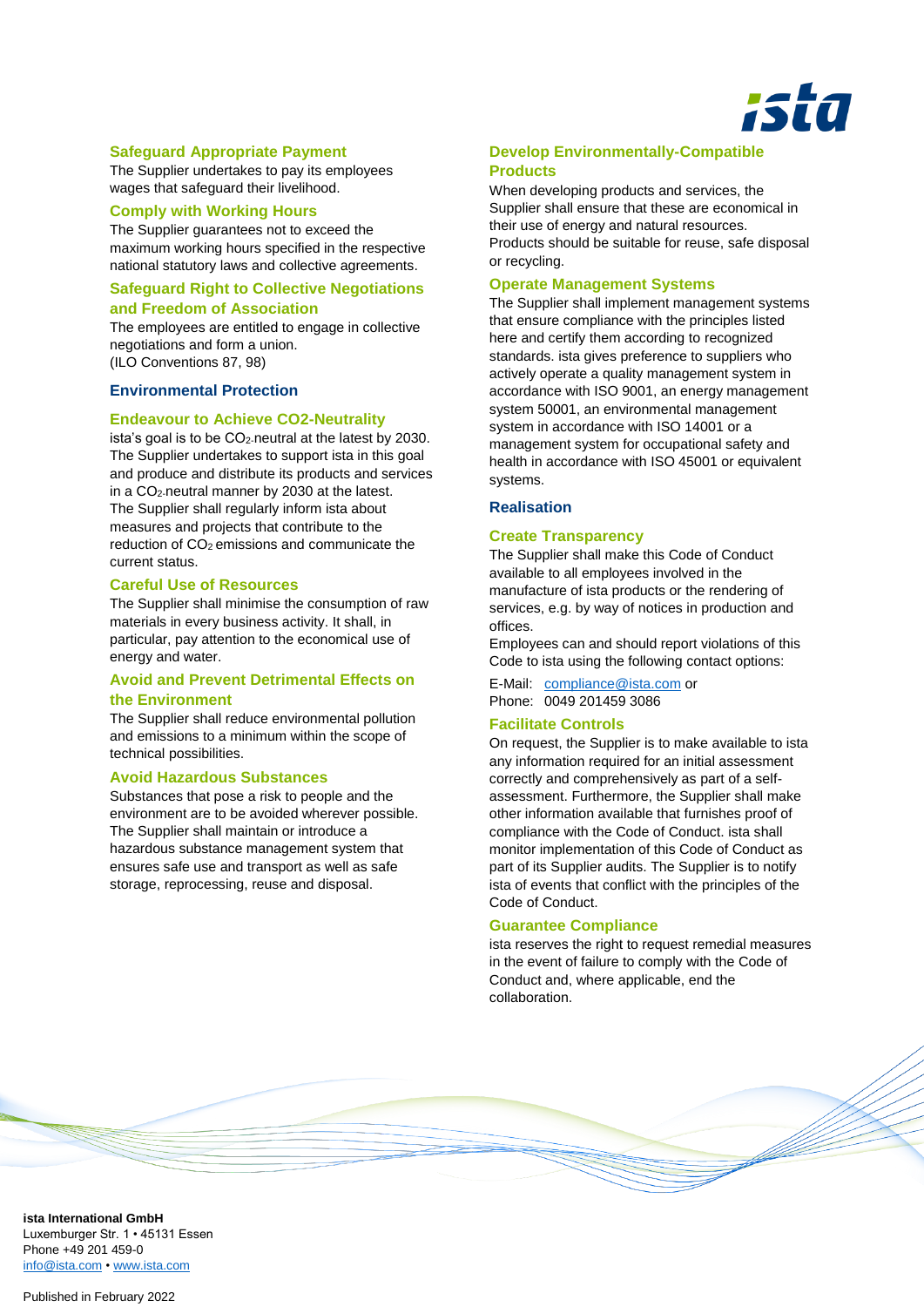### Safeguard Appropriate Payment

The Supplier undertakes to pay its employees wages that safeguard their livelihood.

### Comply with Working Hours

The Supplier guarantees not to exceed the maximum working hours specified in the respective national statutory laws and collective agreements.

### Safeguard Right to Collective Negotiations and Freedom of Association

The employees are entitled to engage in collective negotiations and form a union.
(ILO Conventions 87, 98)

## Environmental Protection

### Endeavour to Achieve CO2-Neutrality

ista's goal is to be $CO_2$-neutral at the latest by 2030. The Supplier undertakes to support ista in this goal and produce and distribute its products and services in a $CO_2$-neutral manner by 2030 at the latest. The Supplier shall regularly inform ista about measures and projects that contribute to the reduction of $CO_2$ emissions and communicate the current status.

### Careful Use of Resources

The Supplier shall minimise the consumption of raw materials in every business activity. It shall, in particular, pay attention to the economical use of energy and water.

### Avoid and Prevent Detrimental Effects on the Environment

The Supplier shall reduce environmental pollution and emissions to a minimum within the scope of technical possibilities.

### Avoid Hazardous Substances

Substances that pose a risk to people and the environment are to be avoided wherever possible. The Supplier shall maintain or introduce a hazardous substance management system that ensures safe use and transport as well as safe storage, reprocessing, reuse and disposal.

### Develop Environmentally-Compatible Products

When developing products and services, the Supplier shall ensure that these are economical in their use of energy and natural resources. Products should be suitable for reuse, safe disposal or recycling.

### Operate Management Systems

The Supplier shall implement management systems that ensure compliance with the principles listed here and certify them according to recognized standards. ista gives preference to suppliers who actively operate a quality management system in accordance with ISO 9001, an energy management system 50001, an environmental management system in accordance with ISO 14001 or a management system for occupational safety and health in accordance with ISO 45001 or equivalent systems.

## Realisation

### Create Transparency

The Supplier shall make this Code of Conduct available to all employees involved in the manufacture of ista products or the rendering of services, e.g. by way of notices in production and offices.
Employees can and should report violations of this Code to ista using the following contact options:

E-Mail: compliance@ista.com or
Phone: 0049 201459 3086

### Facilitate Controls

On request, the Supplier is to make available to ista any information required for an initial assessment correctly and comprehensively as part of a self-assessment. Furthermore, the Supplier shall make other information available that furnishes proof of compliance with the Code of Conduct. ista shall monitor implementation of this Code of Conduct as part of its Supplier audits. The Supplier is to notify ista of events that conflict with the principles of the Code of Conduct.

### Guarantee Compliance

ista reserves the right to request remedial measures in the event of failure to comply with the Code of Conduct and, where applicable, end the collaboration.

**ista International GmbH**
Luxemburger Str. 1 • 45131 Essen
Phone +49 201 459-0
info@ista.com • www.ista.com

Published in February 2022